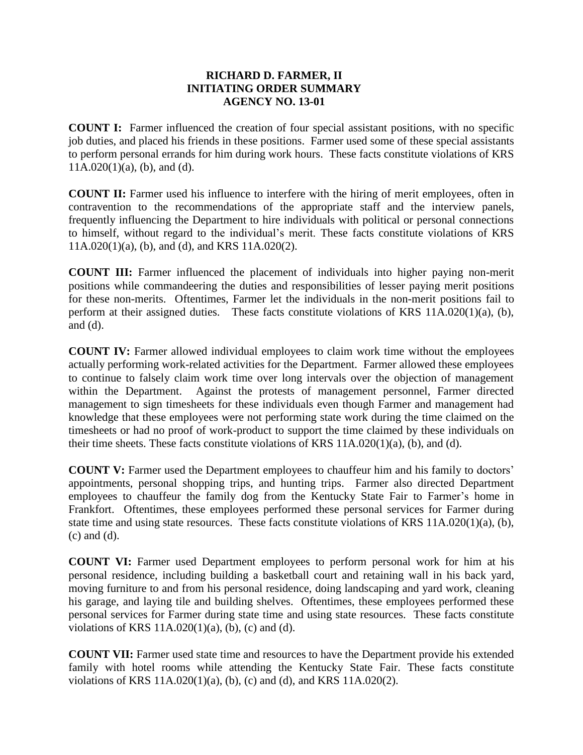# RICHARD D. FARMER, II
# INITIATING ORDER SUMMARY
# AGENCY NO. 13-01

**COUNT I:** Farmer influenced the creation of four special assistant positions, with no specific job duties, and placed his friends in these positions. Farmer used some of these special assistants to perform personal errands for him during work hours. These facts constitute violations of KRS 11A.020(1)(a), (b), and (d).

**COUNT II:** Farmer used his influence to interfere with the hiring of merit employees, often in contravention to the recommendations of the appropriate staff and the interview panels, frequently influencing the Department to hire individuals with political or personal connections to himself, without regard to the individual's merit. These facts constitute violations of KRS 11A.020(1)(a), (b), and (d), and KRS 11A.020(2).

**COUNT III:** Farmer influenced the placement of individuals into higher paying non-merit positions while commandeering the duties and responsibilities of lesser paying merit positions for these non-merits. Oftentimes, Farmer let the individuals in the non-merit positions fail to perform at their assigned duties. These facts constitute violations of KRS 11A.020(1)(a), (b), and (d).

**COUNT IV:** Farmer allowed individual employees to claim work time without the employees actually performing work-related activities for the Department. Farmer allowed these employees to continue to falsely claim work time over long intervals over the objection of management within the Department. Against the protests of management personnel, Farmer directed management to sign timesheets for these individuals even though Farmer and management had knowledge that these employees were not performing state work during the time claimed on the timesheets or had no proof of work-product to support the time claimed by these individuals on their time sheets. These facts constitute violations of KRS 11A.020(1)(a), (b), and (d).

**COUNT V:** Farmer used the Department employees to chauffeur him and his family to doctors' appointments, personal shopping trips, and hunting trips. Farmer also directed Department employees to chauffeur the family dog from the Kentucky State Fair to Farmer's home in Frankfort. Oftentimes, these employees performed these personal services for Farmer during state time and using state resources. These facts constitute violations of KRS 11A.020(1)(a), (b), (c) and (d).

**COUNT VI:** Farmer used Department employees to perform personal work for him at his personal residence, including building a basketball court and retaining wall in his back yard, moving furniture to and from his personal residence, doing landscaping and yard work, cleaning his garage, and laying tile and building shelves. Oftentimes, these employees performed these personal services for Farmer during state time and using state resources. These facts constitute violations of KRS 11A.020(1)(a), (b), (c) and (d).

**COUNT VII:** Farmer used state time and resources to have the Department provide his extended family with hotel rooms while attending the Kentucky State Fair. These facts constitute violations of KRS 11A.020(1)(a), (b), (c) and (d), and KRS 11A.020(2).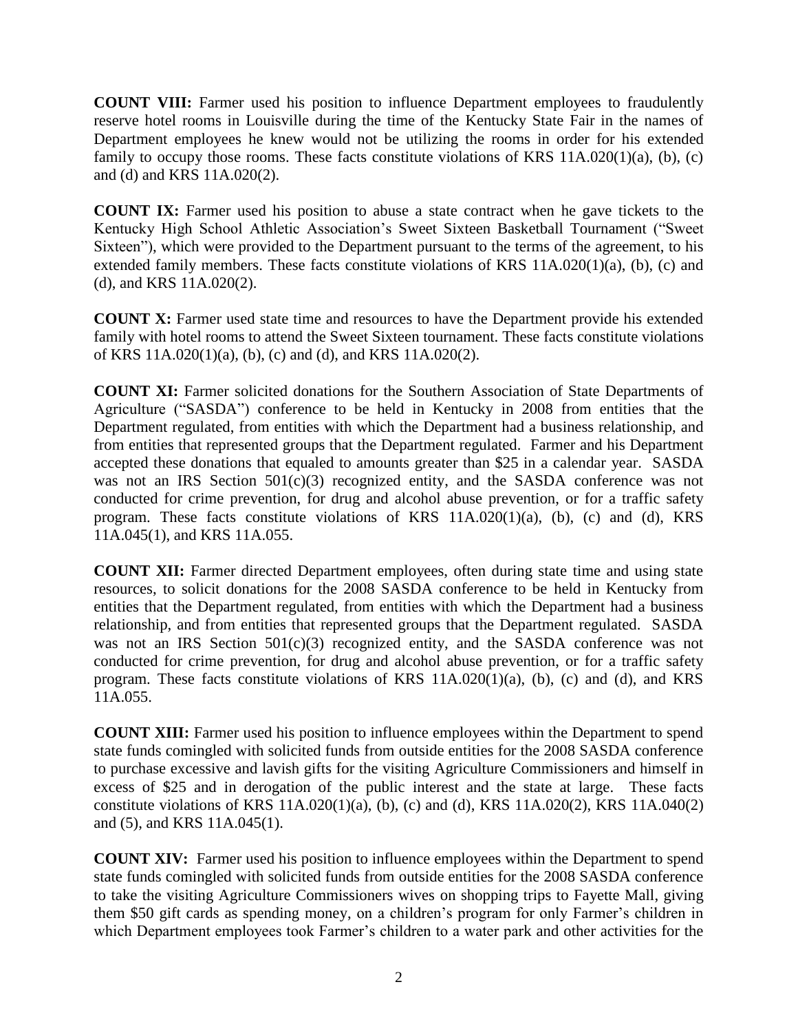**COUNT VIII:** Farmer used his position to influence Department employees to fraudulently reserve hotel rooms in Louisville during the time of the Kentucky State Fair in the names of Department employees he knew would not be utilizing the rooms in order for his extended family to occupy those rooms. These facts constitute violations of KRS 11A.020(1)(a), (b), (c) and (d) and KRS 11A.020(2).

**COUNT IX:** Farmer used his position to abuse a state contract when he gave tickets to the Kentucky High School Athletic Association's Sweet Sixteen Basketball Tournament ("Sweet Sixteen"), which were provided to the Department pursuant to the terms of the agreement, to his extended family members. These facts constitute violations of KRS 11A.020(1)(a), (b), (c) and (d), and KRS 11A.020(2).

**COUNT X:** Farmer used state time and resources to have the Department provide his extended family with hotel rooms to attend the Sweet Sixteen tournament. These facts constitute violations of KRS 11A.020(1)(a), (b), (c) and (d), and KRS 11A.020(2).

**COUNT XI:** Farmer solicited donations for the Southern Association of State Departments of Agriculture ("SASDA") conference to be held in Kentucky in 2008 from entities that the Department regulated, from entities with which the Department had a business relationship, and from entities that represented groups that the Department regulated. Farmer and his Department accepted these donations that equaled to amounts greater than $25 in a calendar year. SASDA was not an IRS Section 501(c)(3) recognized entity, and the SASDA conference was not conducted for crime prevention, for drug and alcohol abuse prevention, or for a traffic safety program. These facts constitute violations of KRS 11A.020(1)(a), (b), (c) and (d), KRS 11A.045(1), and KRS 11A.055.

**COUNT XII:** Farmer directed Department employees, often during state time and using state resources, to solicit donations for the 2008 SASDA conference to be held in Kentucky from entities that the Department regulated, from entities with which the Department had a business relationship, and from entities that represented groups that the Department regulated. SASDA was not an IRS Section 501(c)(3) recognized entity, and the SASDA conference was not conducted for crime prevention, for drug and alcohol abuse prevention, or for a traffic safety program. These facts constitute violations of KRS 11A.020(1)(a), (b), (c) and (d), and KRS 11A.055.

**COUNT XIII:** Farmer used his position to influence employees within the Department to spend state funds comingled with solicited funds from outside entities for the 2008 SASDA conference to purchase excessive and lavish gifts for the visiting Agriculture Commissioners and himself in excess of $25 and in derogation of the public interest and the state at large. These facts constitute violations of KRS 11A.020(1)(a), (b), (c) and (d), KRS 11A.020(2), KRS 11A.040(2) and (5), and KRS 11A.045(1).

**COUNT XIV:** Farmer used his position to influence employees within the Department to spend state funds comingled with solicited funds from outside entities for the 2008 SASDA conference to take the visiting Agriculture Commissioners wives on shopping trips to Fayette Mall, giving them $50 gift cards as spending money, on a children's program for only Farmer's children in which Department employees took Farmer's children to a water park and other activities for the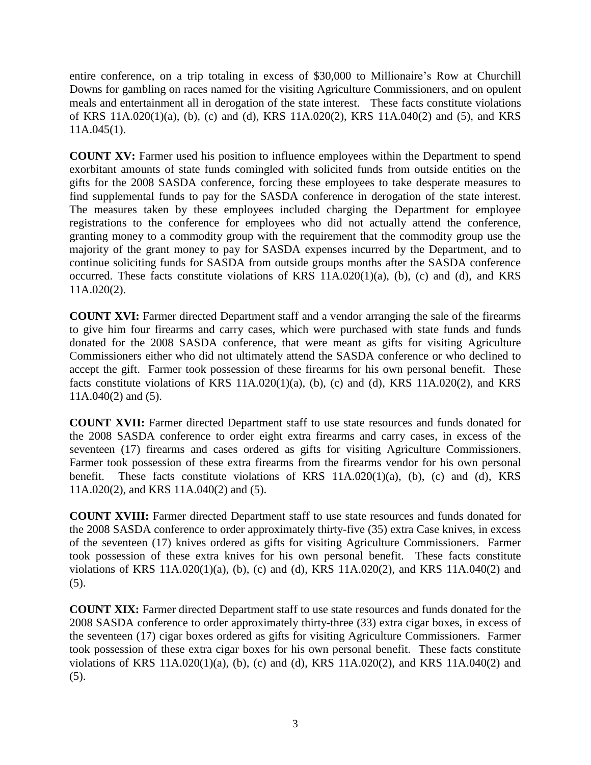entire conference, on a trip totaling in excess of $30,000 to Millionaire's Row at Churchill Downs for gambling on races named for the visiting Agriculture Commissioners, and on opulent meals and entertainment all in derogation of the state interest. These facts constitute violations of KRS 11A.020(1)(a), (b), (c) and (d), KRS 11A.020(2), KRS 11A.040(2) and (5), and KRS 11A.045(1).

**COUNT XV:** Farmer used his position to influence employees within the Department to spend exorbitant amounts of state funds comingled with solicited funds from outside entities on the gifts for the 2008 SASDA conference, forcing these employees to take desperate measures to find supplemental funds to pay for the SASDA conference in derogation of the state interest. The measures taken by these employees included charging the Department for employee registrations to the conference for employees who did not actually attend the conference, granting money to a commodity group with the requirement that the commodity group use the majority of the grant money to pay for SASDA expenses incurred by the Department, and to continue soliciting funds for SASDA from outside groups months after the SASDA conference occurred. These facts constitute violations of KRS 11A.020(1)(a), (b), (c) and (d), and KRS 11A.020(2).

**COUNT XVI:** Farmer directed Department staff and a vendor arranging the sale of the firearms to give him four firearms and carry cases, which were purchased with state funds and funds donated for the 2008 SASDA conference, that were meant as gifts for visiting Agriculture Commissioners either who did not ultimately attend the SASDA conference or who declined to accept the gift. Farmer took possession of these firearms for his own personal benefit. These facts constitute violations of KRS 11A.020(1)(a), (b), (c) and (d), KRS 11A.020(2), and KRS 11A.040(2) and (5).

**COUNT XVII:** Farmer directed Department staff to use state resources and funds donated for the 2008 SASDA conference to order eight extra firearms and carry cases, in excess of the seventeen (17) firearms and cases ordered as gifts for visiting Agriculture Commissioners. Farmer took possession of these extra firearms from the firearms vendor for his own personal benefit. These facts constitute violations of KRS 11A.020(1)(a), (b), (c) and (d), KRS 11A.020(2), and KRS 11A.040(2) and (5).

**COUNT XVIII:** Farmer directed Department staff to use state resources and funds donated for the 2008 SASDA conference to order approximately thirty-five (35) extra Case knives, in excess of the seventeen (17) knives ordered as gifts for visiting Agriculture Commissioners. Farmer took possession of these extra knives for his own personal benefit. These facts constitute violations of KRS 11A.020(1)(a), (b), (c) and (d), KRS 11A.020(2), and KRS 11A.040(2) and (5).

**COUNT XIX:** Farmer directed Department staff to use state resources and funds donated for the 2008 SASDA conference to order approximately thirty-three (33) extra cigar boxes, in excess of the seventeen (17) cigar boxes ordered as gifts for visiting Agriculture Commissioners. Farmer took possession of these extra cigar boxes for his own personal benefit. These facts constitute violations of KRS 11A.020(1)(a), (b), (c) and (d), KRS 11A.020(2), and KRS 11A.040(2) and (5).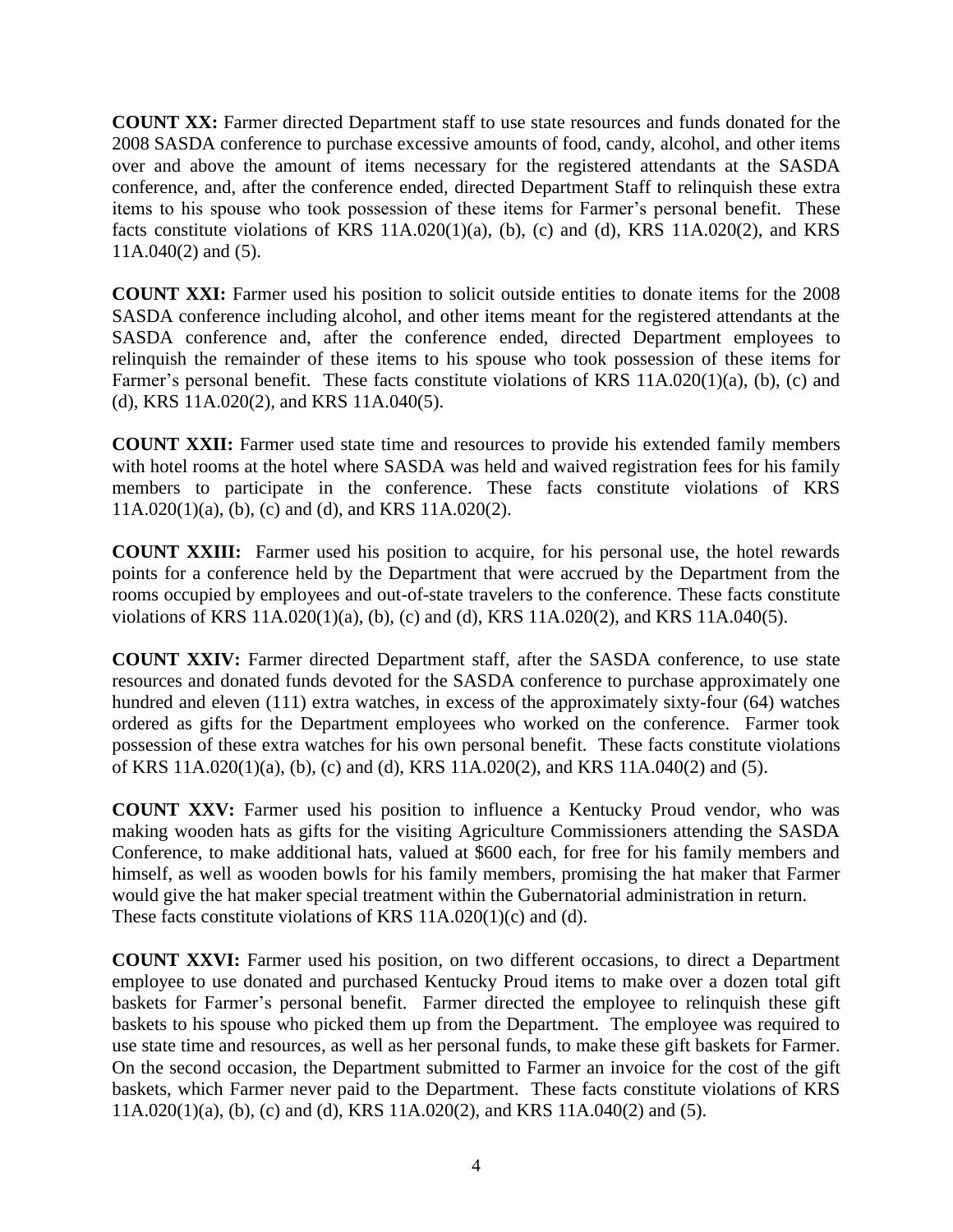**COUNT XX:** Farmer directed Department staff to use state resources and funds donated for the 2008 SASDA conference to purchase excessive amounts of food, candy, alcohol, and other items over and above the amount of items necessary for the registered attendants at the SASDA conference, and, after the conference ended, directed Department Staff to relinquish these extra items to his spouse who took possession of these items for Farmer's personal benefit. These facts constitute violations of KRS 11A.020(1)(a), (b), (c) and (d), KRS 11A.020(2), and KRS 11A.040(2) and (5).

**COUNT XXI:** Farmer used his position to solicit outside entities to donate items for the 2008 SASDA conference including alcohol, and other items meant for the registered attendants at the SASDA conference and, after the conference ended, directed Department employees to relinquish the remainder of these items to his spouse who took possession of these items for Farmer's personal benefit. These facts constitute violations of KRS 11A.020(1)(a), (b), (c) and (d), KRS 11A.020(2), and KRS 11A.040(5).

**COUNT XXII:** Farmer used state time and resources to provide his extended family members with hotel rooms at the hotel where SASDA was held and waived registration fees for his family members to participate in the conference. These facts constitute violations of KRS 11A.020(1)(a), (b), (c) and (d), and KRS 11A.020(2).

**COUNT XXIII:** Farmer used his position to acquire, for his personal use, the hotel rewards points for a conference held by the Department that were accrued by the Department from the rooms occupied by employees and out-of-state travelers to the conference. These facts constitute violations of KRS 11A.020(1)(a), (b), (c) and (d), KRS 11A.020(2), and KRS 11A.040(5).

**COUNT XXIV:** Farmer directed Department staff, after the SASDA conference, to use state resources and donated funds devoted for the SASDA conference to purchase approximately one hundred and eleven (111) extra watches, in excess of the approximately sixty-four (64) watches ordered as gifts for the Department employees who worked on the conference. Farmer took possession of these extra watches for his own personal benefit. These facts constitute violations of KRS 11A.020(1)(a), (b), (c) and (d), KRS 11A.020(2), and KRS 11A.040(2) and (5).

**COUNT XXV:** Farmer used his position to influence a Kentucky Proud vendor, who was making wooden hats as gifts for the visiting Agriculture Commissioners attending the SASDA Conference, to make additional hats, valued at $600 each, for free for his family members and himself, as well as wooden bowls for his family members, promising the hat maker that Farmer would give the hat maker special treatment within the Gubernatorial administration in return. These facts constitute violations of KRS 11A.020(1)(c) and (d).

**COUNT XXVI:** Farmer used his position, on two different occasions, to direct a Department employee to use donated and purchased Kentucky Proud items to make over a dozen total gift baskets for Farmer's personal benefit. Farmer directed the employee to relinquish these gift baskets to his spouse who picked them up from the Department. The employee was required to use state time and resources, as well as her personal funds, to make these gift baskets for Farmer. On the second occasion, the Department submitted to Farmer an invoice for the cost of the gift baskets, which Farmer never paid to the Department. These facts constitute violations of KRS 11A.020(1)(a), (b), (c) and (d), KRS 11A.020(2), and KRS 11A.040(2) and (5).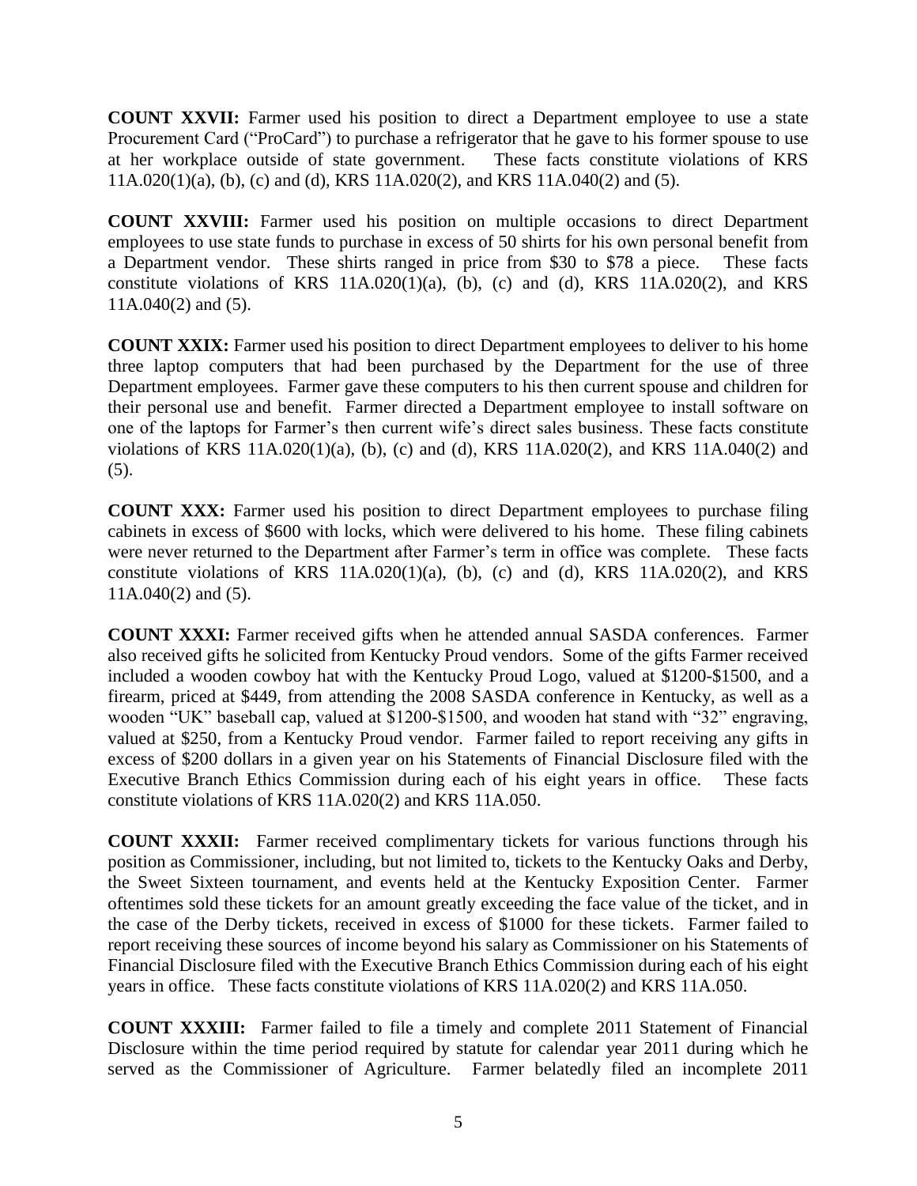**COUNT XXVII:** Farmer used his position to direct a Department employee to use a state Procurement Card ("ProCard") to purchase a refrigerator that he gave to his former spouse to use at her workplace outside of state government. These facts constitute violations of KRS 11A.020(1)(a), (b), (c) and (d), KRS 11A.020(2), and KRS 11A.040(2) and (5).

**COUNT XXVIII:** Farmer used his position on multiple occasions to direct Department employees to use state funds to purchase in excess of 50 shirts for his own personal benefit from a Department vendor. These shirts ranged in price from $30 to $78 a piece. These facts constitute violations of KRS 11A.020(1)(a), (b), (c) and (d), KRS 11A.020(2), and KRS 11A.040(2) and (5).

**COUNT XXIX:** Farmer used his position to direct Department employees to deliver to his home three laptop computers that had been purchased by the Department for the use of three Department employees. Farmer gave these computers to his then current spouse and children for their personal use and benefit. Farmer directed a Department employee to install software on one of the laptops for Farmer's then current wife's direct sales business. These facts constitute violations of KRS 11A.020(1)(a), (b), (c) and (d), KRS 11A.020(2), and KRS 11A.040(2) and (5).

**COUNT XXX:** Farmer used his position to direct Department employees to purchase filing cabinets in excess of $600 with locks, which were delivered to his home. These filing cabinets were never returned to the Department after Farmer's term in office was complete. These facts constitute violations of KRS 11A.020(1)(a), (b), (c) and (d), KRS 11A.020(2), and KRS 11A.040(2) and (5).

**COUNT XXXI:** Farmer received gifts when he attended annual SASDA conferences. Farmer also received gifts he solicited from Kentucky Proud vendors. Some of the gifts Farmer received included a wooden cowboy hat with the Kentucky Proud Logo, valued at $1200-$1500, and a firearm, priced at $449, from attending the 2008 SASDA conference in Kentucky, as well as a wooden "UK" baseball cap, valued at $1200-$1500, and wooden hat stand with "32" engraving, valued at $250, from a Kentucky Proud vendor. Farmer failed to report receiving any gifts in excess of $200 dollars in a given year on his Statements of Financial Disclosure filed with the Executive Branch Ethics Commission during each of his eight years in office. These facts constitute violations of KRS 11A.020(2) and KRS 11A.050.

**COUNT XXXII:** Farmer received complimentary tickets for various functions through his position as Commissioner, including, but not limited to, tickets to the Kentucky Oaks and Derby, the Sweet Sixteen tournament, and events held at the Kentucky Exposition Center. Farmer oftentimes sold these tickets for an amount greatly exceeding the face value of the ticket, and in the case of the Derby tickets, received in excess of $1000 for these tickets. Farmer failed to report receiving these sources of income beyond his salary as Commissioner on his Statements of Financial Disclosure filed with the Executive Branch Ethics Commission during each of his eight years in office. These facts constitute violations of KRS 11A.020(2) and KRS 11A.050.

**COUNT XXXIII:** Farmer failed to file a timely and complete 2011 Statement of Financial Disclosure within the time period required by statute for calendar year 2011 during which he served as the Commissioner of Agriculture. Farmer belatedly filed an incomplete 2011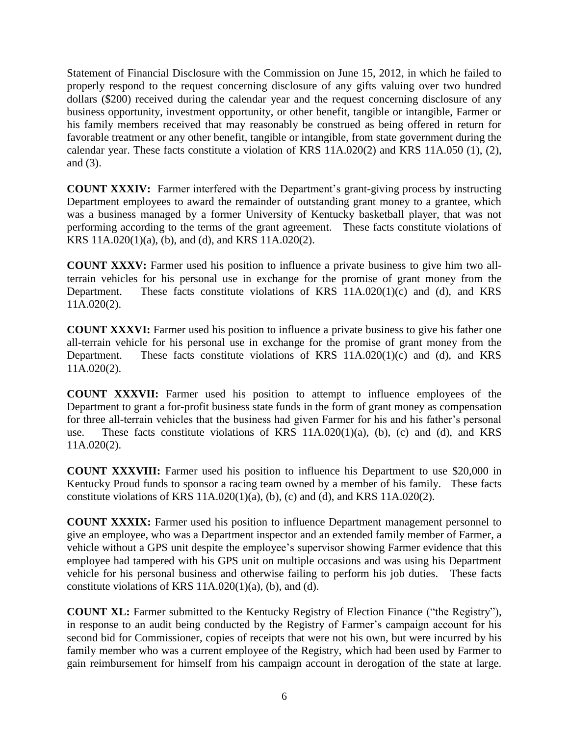Statement of Financial Disclosure with the Commission on June 15, 2012, in which he failed to properly respond to the request concerning disclosure of any gifts valuing over two hundred dollars ($200) received during the calendar year and the request concerning disclosure of any business opportunity, investment opportunity, or other benefit, tangible or intangible, Farmer or his family members received that may reasonably be construed as being offered in return for favorable treatment or any other benefit, tangible or intangible, from state government during the calendar year. These facts constitute a violation of KRS 11A.020(2) and KRS 11A.050 (1), (2), and (3).

**COUNT XXXIV:** Farmer interfered with the Department's grant-giving process by instructing Department employees to award the remainder of outstanding grant money to a grantee, which was a business managed by a former University of Kentucky basketball player, that was not performing according to the terms of the grant agreement. These facts constitute violations of KRS 11A.020(1)(a), (b), and (d), and KRS 11A.020(2).

**COUNT XXXV:** Farmer used his position to influence a private business to give him two all-terrain vehicles for his personal use in exchange for the promise of grant money from the Department. These facts constitute violations of KRS 11A.020(1)(c) and (d), and KRS 11A.020(2).

**COUNT XXXVI:** Farmer used his position to influence a private business to give his father one all-terrain vehicle for his personal use in exchange for the promise of grant money from the Department. These facts constitute violations of KRS 11A.020(1)(c) and (d), and KRS 11A.020(2).

**COUNT XXXVII:** Farmer used his position to attempt to influence employees of the Department to grant a for-profit business state funds in the form of grant money as compensation for three all-terrain vehicles that the business had given Farmer for his and his father's personal use. These facts constitute violations of KRS 11A.020(1)(a), (b), (c) and (d), and KRS 11A.020(2).

**COUNT XXXVIII:** Farmer used his position to influence his Department to use $20,000 in Kentucky Proud funds to sponsor a racing team owned by a member of his family. These facts constitute violations of KRS 11A.020(1)(a), (b), (c) and (d), and KRS 11A.020(2).

**COUNT XXXIX:** Farmer used his position to influence Department management personnel to give an employee, who was a Department inspector and an extended family member of Farmer, a vehicle without a GPS unit despite the employee's supervisor showing Farmer evidence that this employee had tampered with his GPS unit on multiple occasions and was using his Department vehicle for his personal business and otherwise failing to perform his job duties. These facts constitute violations of KRS 11A.020(1)(a), (b), and (d).

**COUNT XL:** Farmer submitted to the Kentucky Registry of Election Finance ("the Registry"), in response to an audit being conducted by the Registry of Farmer's campaign account for his second bid for Commissioner, copies of receipts that were not his own, but were incurred by his family member who was a current employee of the Registry, which had been used by Farmer to gain reimbursement for himself from his campaign account in derogation of the state at large.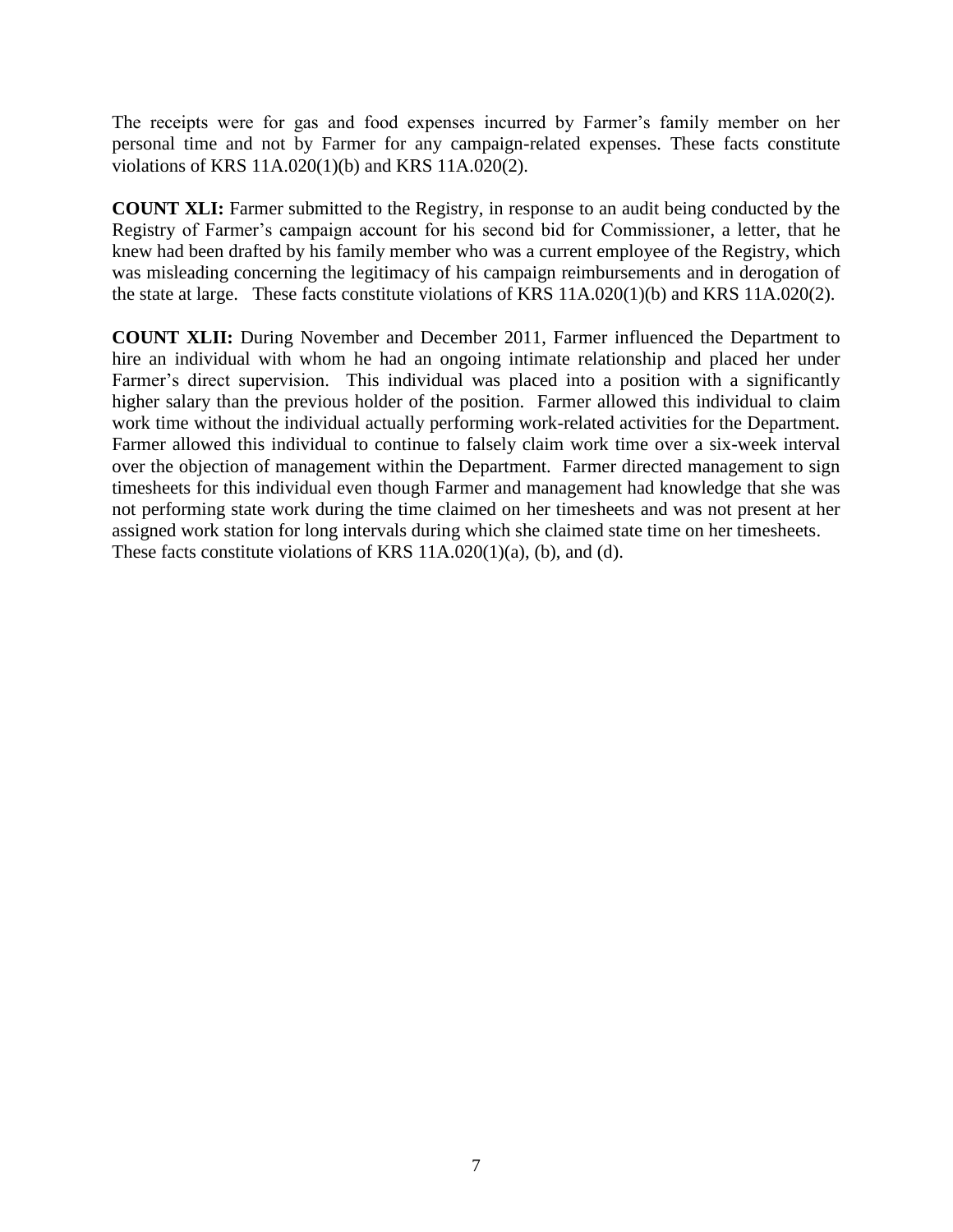The receipts were for gas and food expenses incurred by Farmer's family member on her personal time and not by Farmer for any campaign-related expenses. These facts constitute violations of KRS 11A.020(1)(b) and KRS 11A.020(2).

**COUNT XLI:** Farmer submitted to the Registry, in response to an audit being conducted by the Registry of Farmer's campaign account for his second bid for Commissioner, a letter, that he knew had been drafted by his family member who was a current employee of the Registry, which was misleading concerning the legitimacy of his campaign reimbursements and in derogation of the state at large. These facts constitute violations of KRS 11A.020(1)(b) and KRS 11A.020(2).

**COUNT XLII:** During November and December 2011, Farmer influenced the Department to hire an individual with whom he had an ongoing intimate relationship and placed her under Farmer's direct supervision. This individual was placed into a position with a significantly higher salary than the previous holder of the position. Farmer allowed this individual to claim work time without the individual actually performing work-related activities for the Department. Farmer allowed this individual to continue to falsely claim work time over a six-week interval over the objection of management within the Department. Farmer directed management to sign timesheets for this individual even though Farmer and management had knowledge that she was not performing state work during the time claimed on her timesheets and was not present at her assigned work station for long intervals during which she claimed state time on her timesheets. These facts constitute violations of KRS 11A.020(1)(a), (b), and (d).